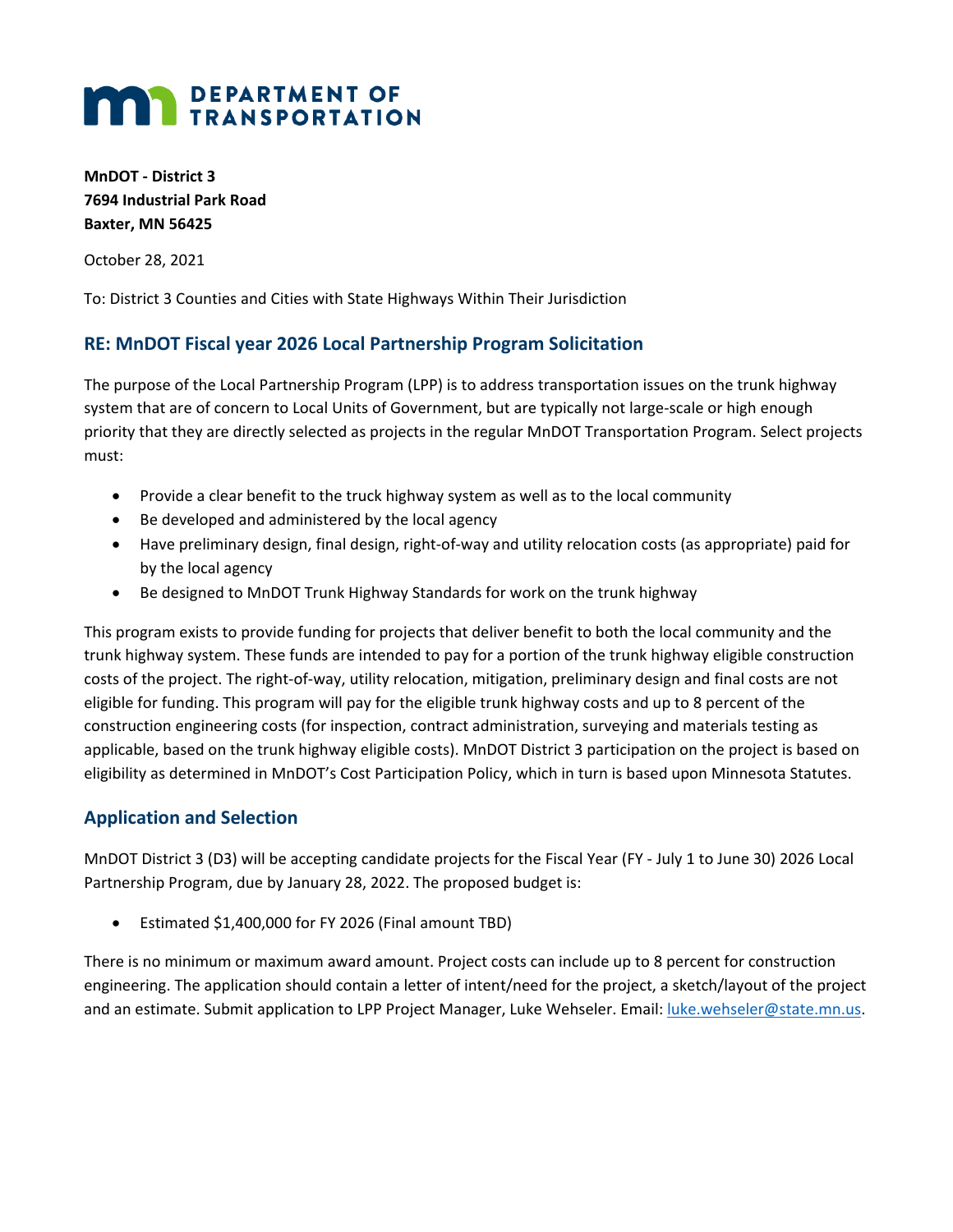# DEPARTMENT OF TRANSPORTATION

**MnDOT - District 3**
**7694 Industrial Park Road**
**Baxter, MN 56425**

October 28, 2021

To: District 3 Counties and Cities with State Highways Within Their Jurisdiction

## RE: MnDOT Fiscal year 2026 Local Partnership Program Solicitation

The purpose of the Local Partnership Program (LPP) is to address transportation issues on the trunk highway system that are of concern to Local Units of Government, but are typically not large-scale or high enough priority that they are directly selected as projects in the regular MnDOT Transportation Program. Select projects must:

- Provide a clear benefit to the truck highway system as well as to the local community
- Be developed and administered by the local agency
- Have preliminary design, final design, right-of-way and utility relocation costs (as appropriate) paid for by the local agency
- Be designed to MnDOT Trunk Highway Standards for work on the trunk highway

This program exists to provide funding for projects that deliver benefit to both the local community and the trunk highway system. These funds are intended to pay for a portion of the trunk highway eligible construction costs of the project. The right-of-way, utility relocation, mitigation, preliminary design and final costs are not eligible for funding. This program will pay for the eligible trunk highway costs and up to 8 percent of the construction engineering costs (for inspection, contract administration, surveying and materials testing as applicable, based on the trunk highway eligible costs). MnDOT District 3 participation on the project is based on eligibility as determined in MnDOT's Cost Participation Policy, which in turn is based upon Minnesota Statutes.

## Application and Selection

MnDOT District 3 (D3) will be accepting candidate projects for the Fiscal Year (FY - July 1 to June 30) 2026 Local Partnership Program, due by January 28, 2022. The proposed budget is:

- Estimated $1,400,000 for FY 2026 (Final amount TBD)

There is no minimum or maximum award amount. Project costs can include up to 8 percent for construction engineering. The application should contain a letter of intent/need for the project, a sketch/layout of the project and an estimate. Submit application to LPP Project Manager, Luke Wehseler. Email: luke.wehseler@state.mn.us.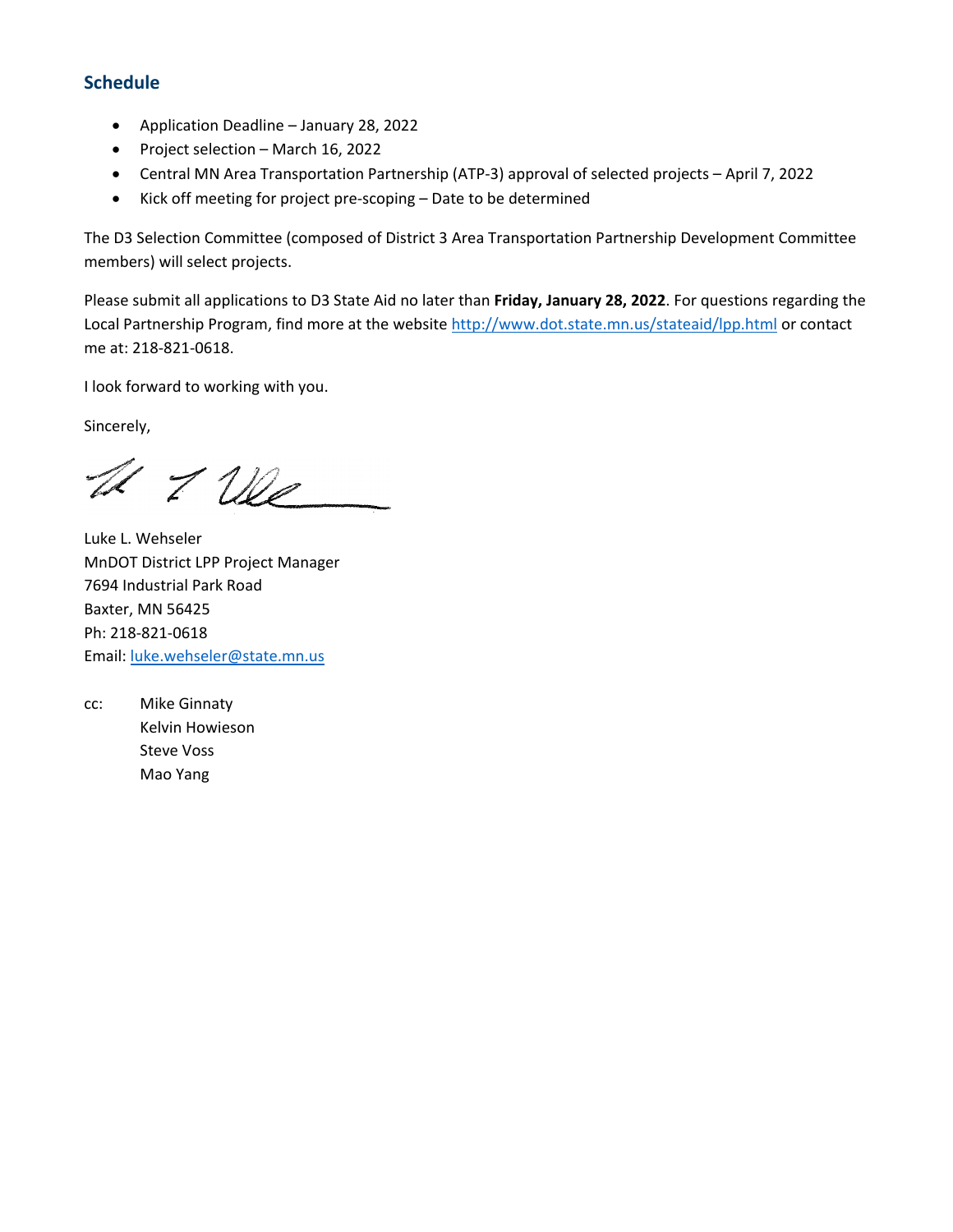## Schedule

- Application Deadline – January 28, 2022
- Project selection – March 16, 2022
- Central MN Area Transportation Partnership (ATP-3) approval of selected projects – April 7, 2022
- Kick off meeting for project pre-scoping – Date to be determined

The D3 Selection Committee (composed of District 3 Area Transportation Partnership Development Committee members) will select projects.

Please submit all applications to D3 State Aid no later than **Friday, January 28, 2022**. For questions regarding the Local Partnership Program, find more at the website http://www.dot.state.mn.us/stateaid/lpp.html or contact me at: 218-821-0618.

I look forward to working with you.

Sincerely,

Luke L. Wehseler
MnDOT District LPP Project Manager
7694 Industrial Park Road
Baxter, MN 56425
Ph: 218-821-0618
Email: luke.wehseler@state.mn.us

cc: Mike Ginnaty
Kelvin Howieson
Steve Voss
Mao Yang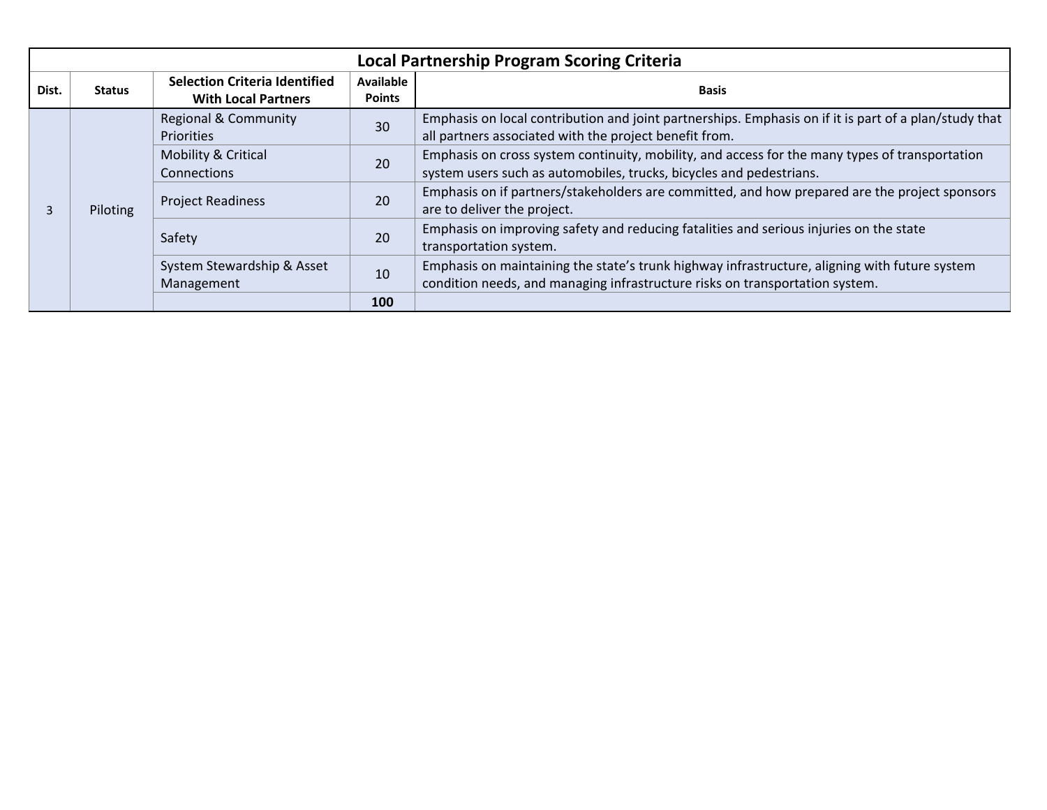| Local Partnership Program Scoring Criteria | | | | |
|---|---|---|---|---|
| **Dist.** | **Status** | **Selection Criteria Identified With Local Partners** | **Available Points** | **Basis** |
| 3 | Piloting | Regional & Community Priorities | 30 | Emphasis on local contribution and joint partnerships. Emphasis on if it is part of a plan/study that all partners associated with the project benefit from. |
| | | Mobility & Critical Connections | 20 | Emphasis on cross system continuity, mobility, and access for the many types of transportation system users such as automobiles, trucks, bicycles and pedestrians. |
| | | Project Readiness | 20 | Emphasis on if partners/stakeholders are committed, and how prepared are the project sponsors are to deliver the project. |
| | | Safety | 20 | Emphasis on improving safety and reducing fatalities and serious injuries on the state transportation system. |
| | | System Stewardship & Asset Management | 10 | Emphasis on maintaining the state's trunk highway infrastructure, aligning with future system condition needs, and managing infrastructure risks on transportation system. |
| | | | **100** | |